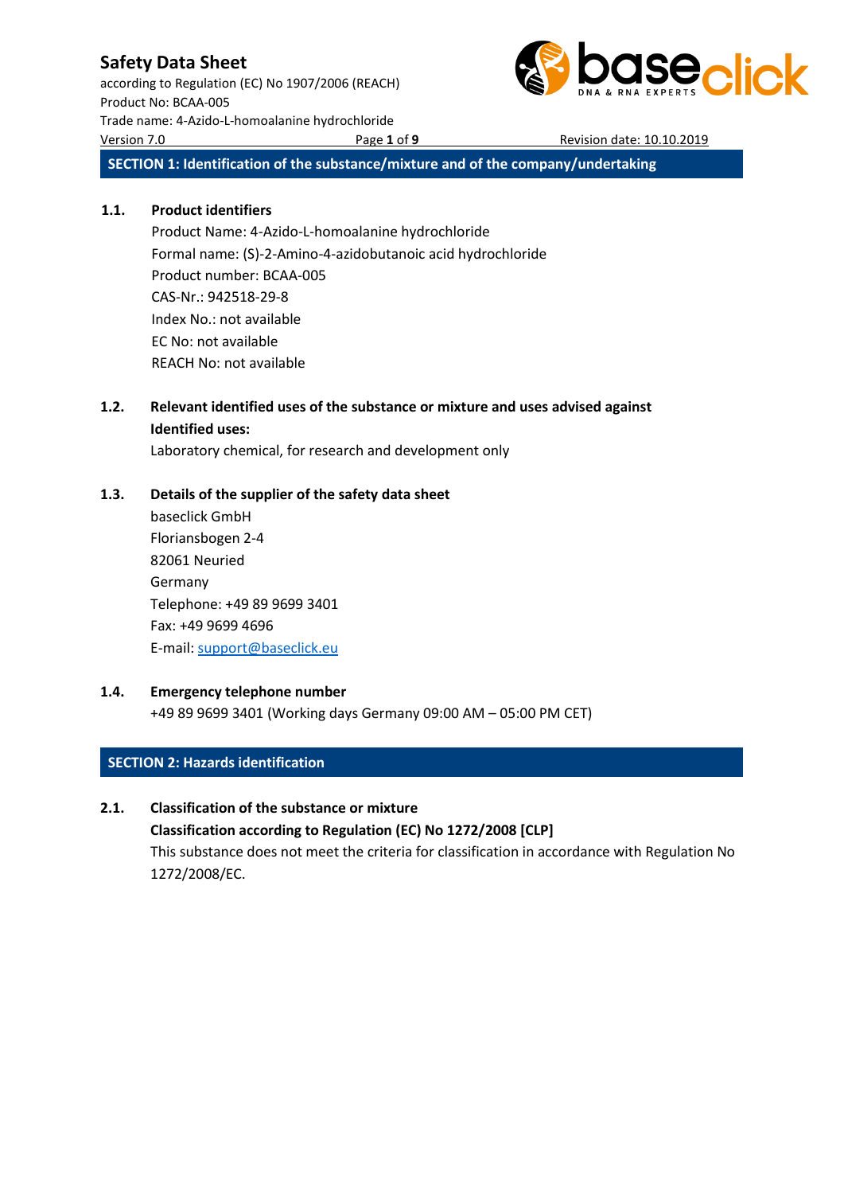# Safety Data Sheet

according to Regulation (EC) No 1907/2006 (REACH)
Product No: BCAA-005
Trade name: 4-Azido-L-homoalanine hydrochloride
Version 7.0 Revision date: 10.10.2019

## SECTION 1: Identification of the substance/mixture and of the company/undertaking

### 1.1. Product identifiers

Product Name: 4-Azido-L-homoalanine hydrochloride
Formal name: (S)-2-Amino-4-azidobutanoic acid hydrochloride
Product number: BCAA-005
CAS-Nr.: 942518-29-8
Index No.: not available
EC No: not available
REACH No: not available

### 1.2. Relevant identified uses of the substance or mixture and uses advised against

**Identified uses:**

Laboratory chemical, for research and development only

### 1.3. Details of the supplier of the safety data sheet

baseclick GmbH
Floriansbogen 2-4
82061 Neuried
Germany
Telephone: +49 89 9699 3401
Fax: +49 9699 4696
E-mail: support@baseclick.eu

### 1.4. Emergency telephone number

+49 89 9699 3401 (Working days Germany 09:00 AM – 05:00 PM CET)

## SECTION 2: Hazards identification

### 2.1. Classification of the substance or mixture

**Classification according to Regulation (EC) No 1272/2008 [CLP]**

This substance does not meet the criteria for classification in accordance with Regulation No 1272/2008/EC.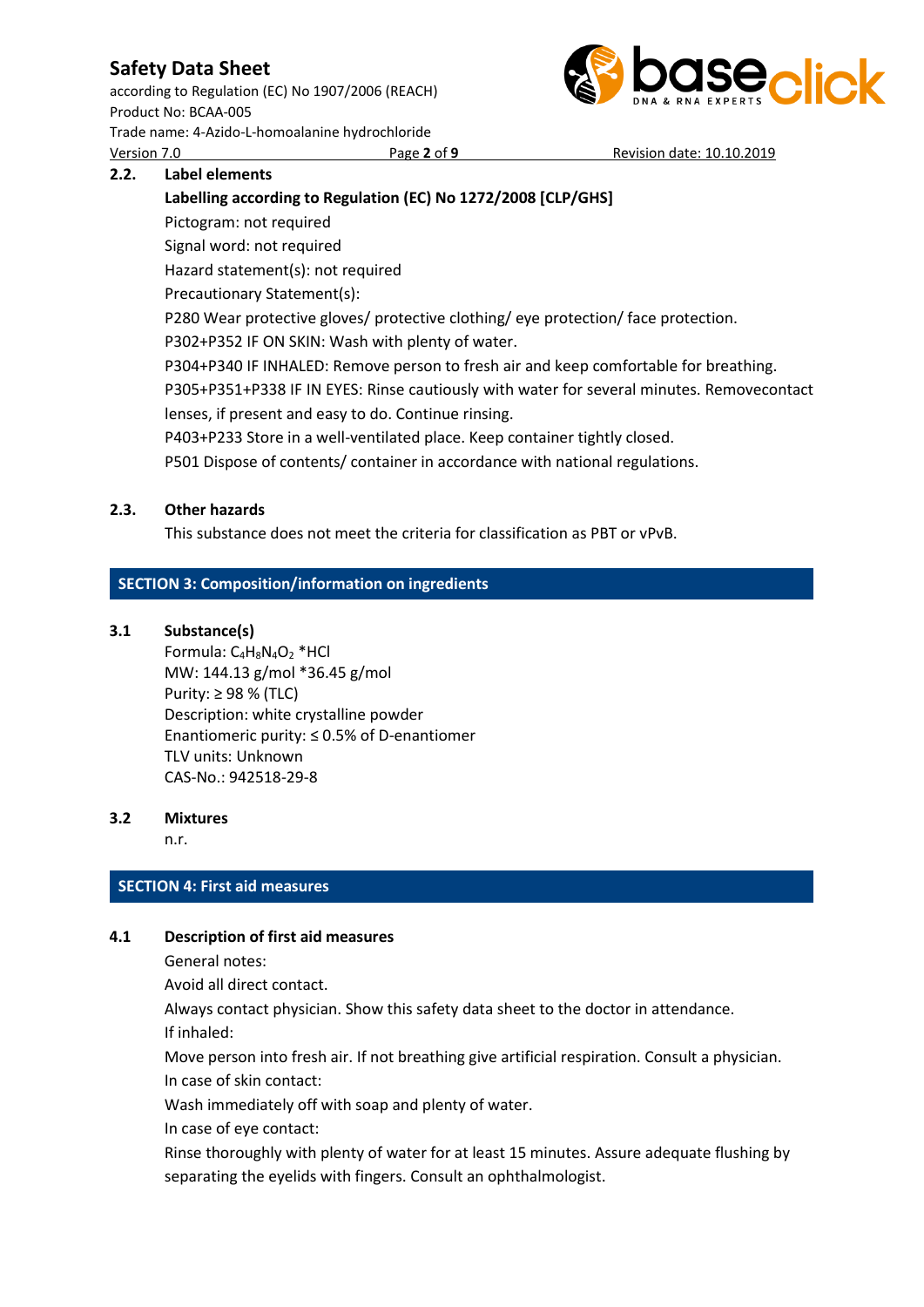### 2.2. Label elements

**Labelling according to Regulation (EC) No 1272/2008 [CLP/GHS]**

Pictogram: not required

Signal word: not required

Hazard statement(s): not required

Precautionary Statement(s):

P280 Wear protective gloves/ protective clothing/ eye protection/ face protection.

P302+P352 IF ON SKIN: Wash with plenty of water.

P304+P340 IF INHALED: Remove person to fresh air and keep comfortable for breathing.

P305+P351+P338 IF IN EYES: Rinse cautiously with water for several minutes. Removecontact lenses, if present and easy to do. Continue rinsing.

P403+P233 Store in a well-ventilated place. Keep container tightly closed.

P501 Dispose of contents/ container in accordance with national regulations.

### 2.3. Other hazards

This substance does not meet the criteria for classification as PBT or vPvB.

## SECTION 3: Composition/information on ingredients

### 3.1 Substance(s)

Formula: $C_4H_8N_4O_2$ *HCl
MW: 144.13 g/mol *36.45 g/mol
Purity: ≥ 98 % (TLC)
Description: white crystalline powder
Enantiomeric purity: ≤ 0.5% of D-enantiomer
TLV units: Unknown
CAS-No.: 942518-29-8

### 3.2 Mixtures

n.r.

## SECTION 4: First aid measures

### 4.1 Description of first aid measures

General notes:

Avoid all direct contact.

Always contact physician. Show this safety data sheet to the doctor in attendance.

If inhaled:

Move person into fresh air. If not breathing give artificial respiration. Consult a physician.

In case of skin contact:

Wash immediately off with soap and plenty of water.

In case of eye contact:

Rinse thoroughly with plenty of water for at least 15 minutes. Assure adequate flushing by separating the eyelids with fingers. Consult an ophthalmologist.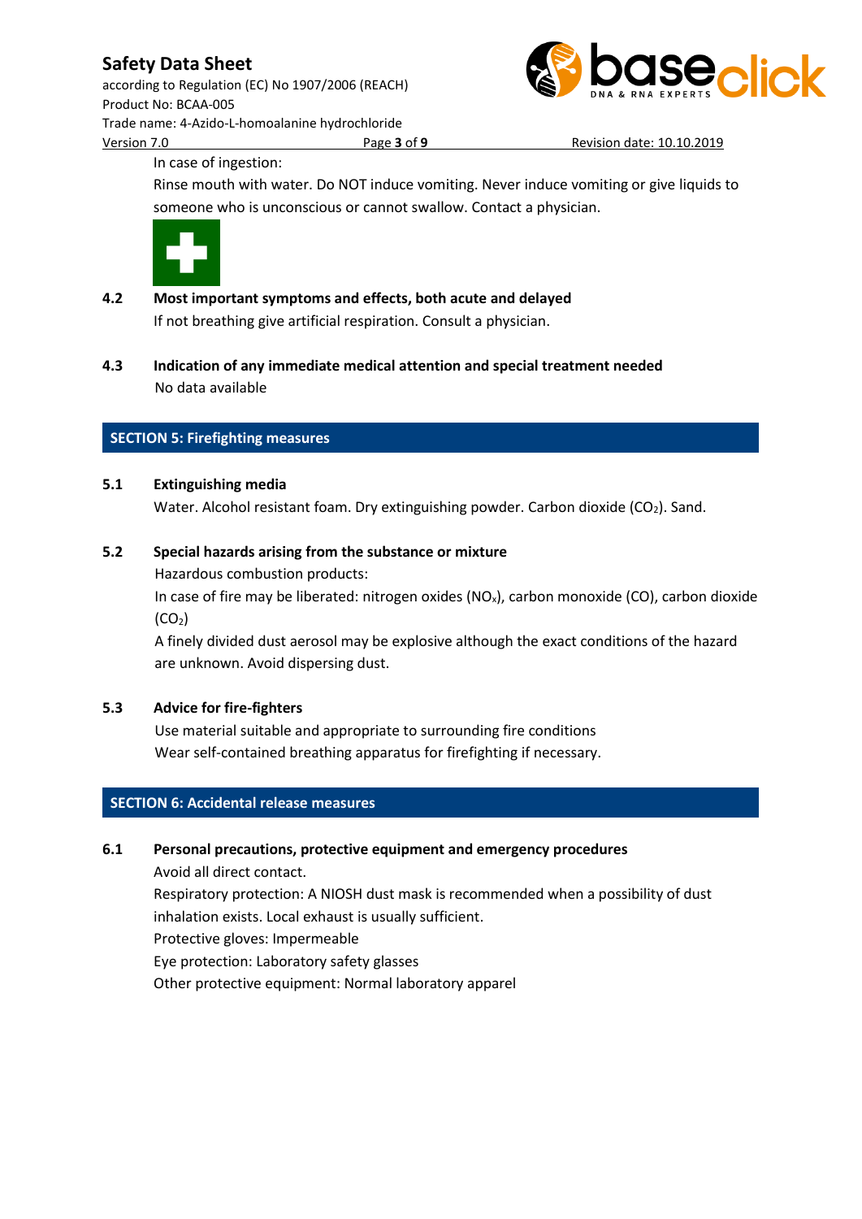In case of ingestion:

Rinse mouth with water. Do NOT induce vomiting. Never induce vomiting or give liquids to someone who is unconscious or cannot swallow. Contact a physician.

### 4.2 Most important symptoms and effects, both acute and delayed

If not breathing give artificial respiration. Consult a physician.

### 4.3 Indication of any immediate medical attention and special treatment needed

No data available

## SECTION 5: Firefighting measures

### 5.1 Extinguishing media

Water. Alcohol resistant foam. Dry extinguishing powder. Carbon dioxide ($CO_2$). Sand.

### 5.2 Special hazards arising from the substance or mixture

Hazardous combustion products:

In case of fire may be liberated: nitrogen oxides ($NO_x$), carbon monoxide (CO), carbon dioxide ($CO_2$)

A finely divided dust aerosol may be explosive although the exact conditions of the hazard are unknown. Avoid dispersing dust.

### 5.3 Advice for fire-fighters

Use material suitable and appropriate to surrounding fire conditions

Wear self-contained breathing apparatus for firefighting if necessary.

## SECTION 6: Accidental release measures

### 6.1 Personal precautions, protective equipment and emergency procedures

Avoid all direct contact.

Respiratory protection: A NIOSH dust mask is recommended when a possibility of dust inhalation exists. Local exhaust is usually sufficient.

Protective gloves: Impermeable

Eye protection: Laboratory safety glasses

Other protective equipment: Normal laboratory apparel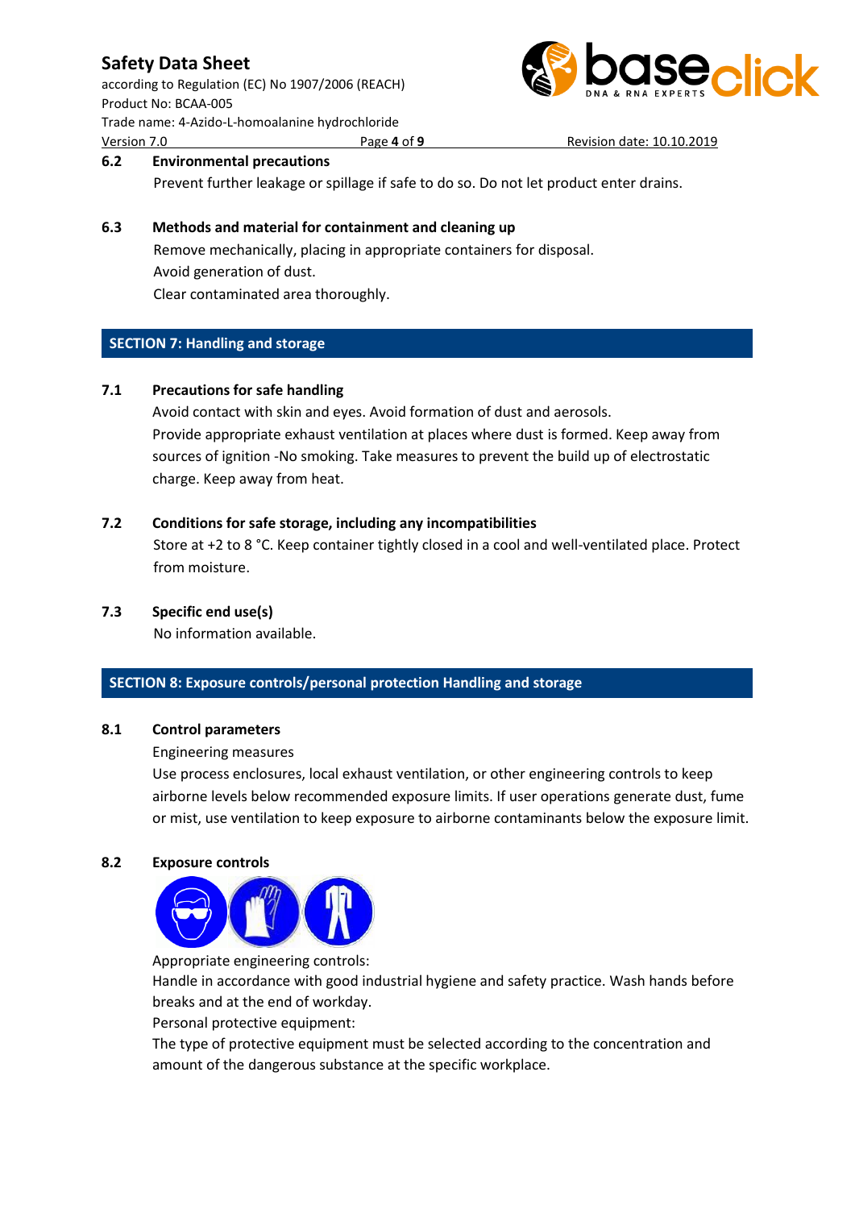### 6.2 Environmental precautions

Prevent further leakage or spillage if safe to do so. Do not let product enter drains.

### 6.3 Methods and material for containment and cleaning up

Remove mechanically, placing in appropriate containers for disposal.
Avoid generation of dust.
Clear contaminated area thoroughly.

## SECTION 7: Handling and storage

### 7.1 Precautions for safe handling

Avoid contact with skin and eyes. Avoid formation of dust and aerosols.
Provide appropriate exhaust ventilation at places where dust is formed. Keep away from sources of ignition -No smoking. Take measures to prevent the build up of electrostatic charge. Keep away from heat.

### 7.2 Conditions for safe storage, including any incompatibilities

Store at +2 to 8 °C. Keep container tightly closed in a cool and well-ventilated place. Protect from moisture.

### 7.3 Specific end use(s)

No information available.

## SECTION 8: Exposure controls/personal protection Handling and storage

### 8.1 Control parameters

Engineering measures
Use process enclosures, local exhaust ventilation, or other engineering controls to keep airborne levels below recommended exposure limits. If user operations generate dust, fume or mist, use ventilation to keep exposure to airborne contaminants below the exposure limit.

### 8.2 Exposure controls

Appropriate engineering controls:
Handle in accordance with good industrial hygiene and safety practice. Wash hands before breaks and at the end of workday.
Personal protective equipment:
The type of protective equipment must be selected according to the concentration and amount of the dangerous substance at the specific workplace.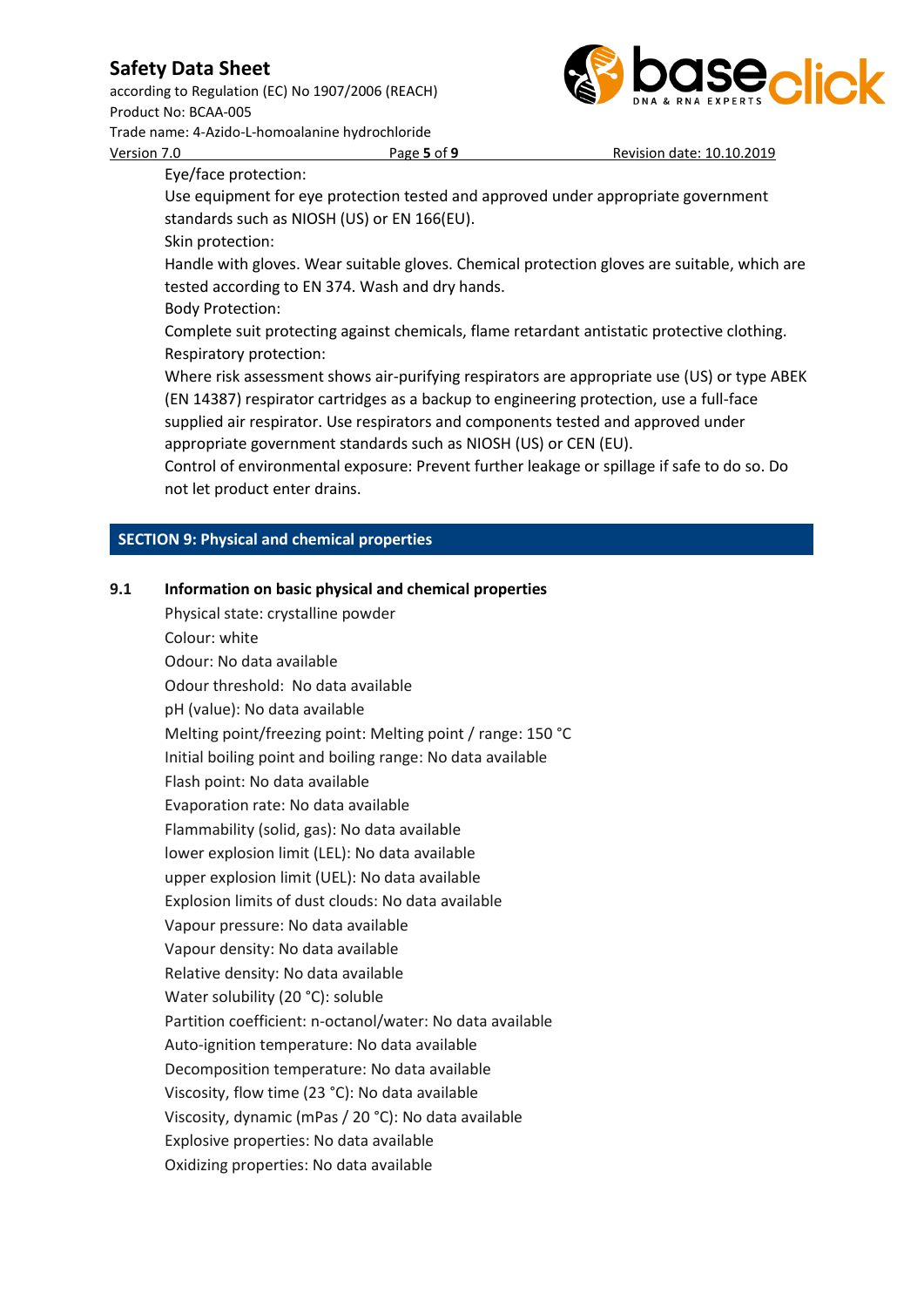Eye/face protection:

Use equipment for eye protection tested and approved under appropriate government standards such as NIOSH (US) or EN 166(EU).

Skin protection:

Handle with gloves. Wear suitable gloves. Chemical protection gloves are suitable, which are tested according to EN 374. Wash and dry hands.

Body Protection:

Complete suit protecting against chemicals, flame retardant antistatic protective clothing.

Respiratory protection:

Where risk assessment shows air-purifying respirators are appropriate use (US) or type ABEK (EN 14387) respirator cartridges as a backup to engineering protection, use a full-face supplied air respirator. Use respirators and components tested and approved under appropriate government standards such as NIOSH (US) or CEN (EU).

Control of environmental exposure: Prevent further leakage or spillage if safe to do so. Do not let product enter drains.

## SECTION 9: Physical and chemical properties

### 9.1 Information on basic physical and chemical properties

Physical state: crystalline powder

Colour: white

Odour: No data available

Odour threshold: No data available

pH (value): No data available

Melting point/freezing point: Melting point / range: 150 °C

Initial boiling point and boiling range: No data available

Flash point: No data available

Evaporation rate: No data available

Flammability (solid, gas): No data available

lower explosion limit (LEL): No data available

upper explosion limit (UEL): No data available

Explosion limits of dust clouds: No data available

Vapour pressure: No data available

Vapour density: No data available

Relative density: No data available

Water solubility (20 °C): soluble

Partition coefficient: n-octanol/water: No data available

Auto-ignition temperature: No data available

Decomposition temperature: No data available

Viscosity, flow time (23 °C): No data available

Viscosity, dynamic (mPas / 20 °C): No data available

Explosive properties: No data available

Oxidizing properties: No data available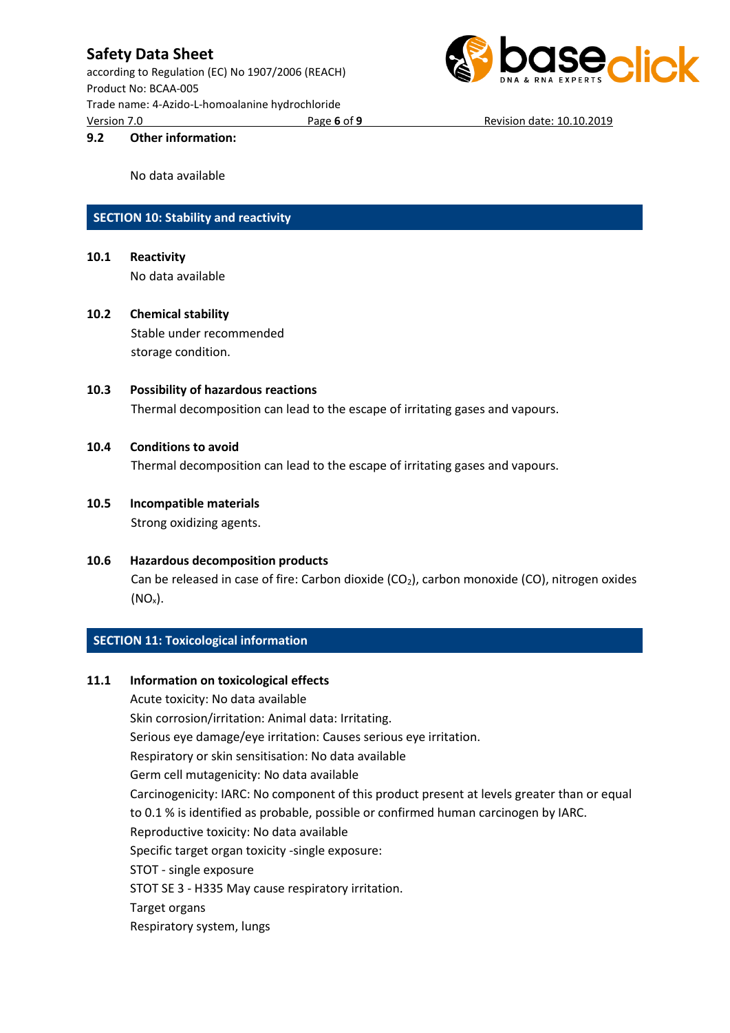**9.2 Other information:**

No data available

## SECTION 10: Stability and reactivity

**10.1 Reactivity**

No data available

**10.2 Chemical stability**

Stable under recommended storage condition.

**10.3 Possibility of hazardous reactions**

Thermal decomposition can lead to the escape of irritating gases and vapours.

**10.4 Conditions to avoid**

Thermal decomposition can lead to the escape of irritating gases and vapours.

**10.5 Incompatible materials**

Strong oxidizing agents.

**10.6 Hazardous decomposition products**

Can be released in case of fire: Carbon dioxide ($CO_2$), carbon monoxide (CO), nitrogen oxides ($NO_x$).

## SECTION 11: Toxicological information

**11.1 Information on toxicological effects**

Acute toxicity: No data available
Skin corrosion/irritation: Animal data: Irritating.
Serious eye damage/eye irritation: Causes serious eye irritation.
Respiratory or skin sensitisation: No data available
Germ cell mutagenicity: No data available
Carcinogenicity: IARC: No component of this product present at levels greater than or equal to 0.1 % is identified as probable, possible or confirmed human carcinogen by IARC.
Reproductive toxicity: No data available
Specific target organ toxicity -single exposure:
STOT - single exposure
STOT SE 3 - H335 May cause respiratory irritation.
Target organs
Respiratory system, lungs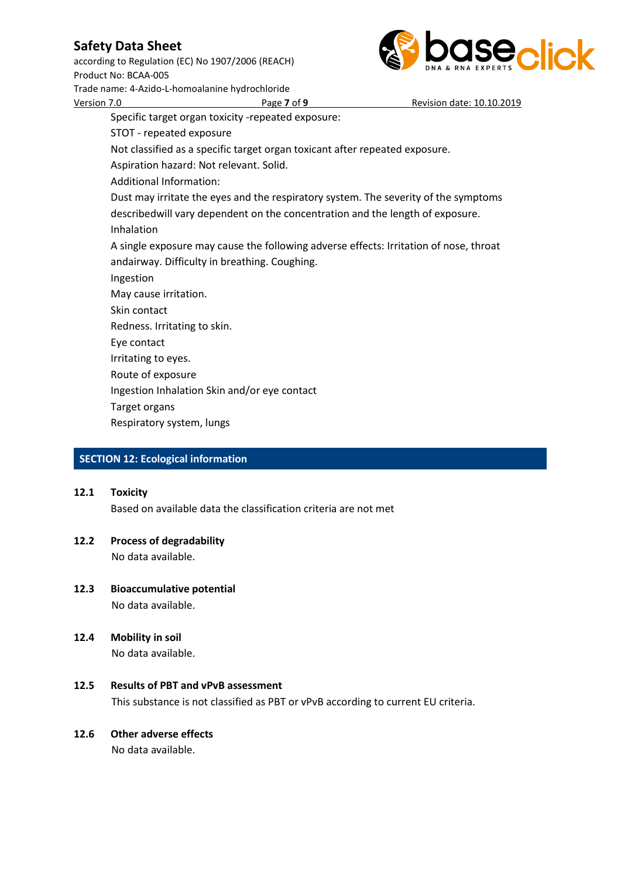Specific target organ toxicity -repeated exposure:

STOT - repeated exposure

Not classified as a specific target organ toxicant after repeated exposure.

Aspiration hazard: Not relevant. Solid.

Additional Information:

Dust may irritate the eyes and the respiratory system. The severity of the symptoms describedwill vary dependent on the concentration and the length of exposure.

Inhalation

A single exposure may cause the following adverse effects: Irritation of nose, throat andairway. Difficulty in breathing. Coughing.

Ingestion

May cause irritation.

Skin contact

Redness. Irritating to skin.

Eye contact

Irritating to eyes.

Route of exposure

Ingestion Inhalation Skin and/or eye contact

Target organs

Respiratory system, lungs

## SECTION 12: Ecological information

### 12.1 Toxicity

Based on available data the classification criteria are not met

### 12.2 Process of degradability

No data available.

### 12.3 Bioaccumulative potential

No data available.

### 12.4 Mobility in soil

No data available.

### 12.5 Results of PBT and vPvB assessment

This substance is not classified as PBT or vPvB according to current EU criteria.

### 12.6 Other adverse effects

No data available.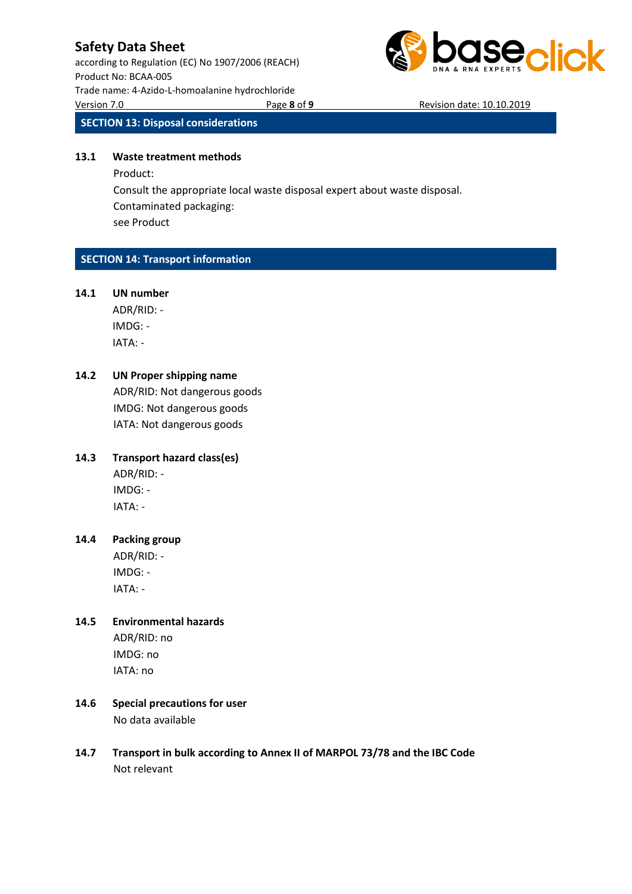## SECTION 13: Disposal considerations

### 13.1 Waste treatment methods

Product:

Consult the appropriate local waste disposal expert about waste disposal.

Contaminated packaging:

see Product

## SECTION 14: Transport information

### 14.1 UN number

ADR/RID: -

IMDG: -

IATA: -

### 14.2 UN Proper shipping name

ADR/RID: Not dangerous goods

IMDG: Not dangerous goods

IATA: Not dangerous goods

### 14.3 Transport hazard class(es)

ADR/RID: -

IMDG: -

IATA: -

### 14.4 Packing group

ADR/RID: -

IMDG: -

IATA: -

### 14.5 Environmental hazards

ADR/RID: no

IMDG: no

IATA: no

### 14.6 Special precautions for user

No data available

### 14.7 Transport in bulk according to Annex II of MARPOL 73/78 and the IBC Code

Not relevant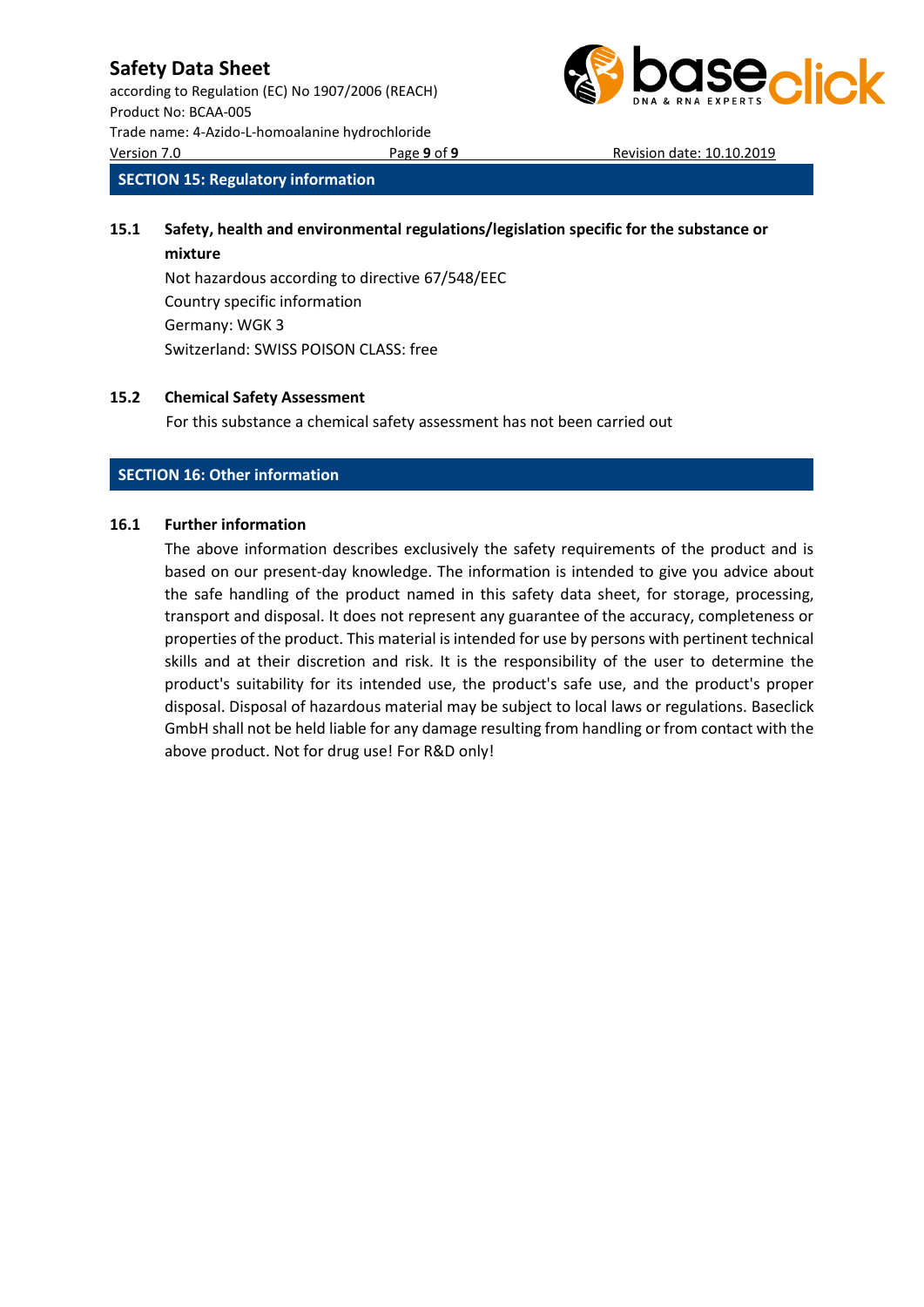## SECTION 15: Regulatory information

### 15.1 Safety, health and environmental regulations/legislation specific for the substance or mixture

Not hazardous according to directive 67/548/EEC

Country specific information

Germany: WGK 3

Switzerland: SWISS POISON CLASS: free

### 15.2 Chemical Safety Assessment

For this substance a chemical safety assessment has not been carried out

## SECTION 16: Other information

### 16.1 Further information

The above information describes exclusively the safety requirements of the product and is based on our present-day knowledge. The information is intended to give you advice about the safe handling of the product named in this safety data sheet, for storage, processing, transport and disposal. It does not represent any guarantee of the accuracy, completeness or properties of the product. This material is intended for use by persons with pertinent technical skills and at their discretion and risk. It is the responsibility of the user to determine the product's suitability for its intended use, the product's safe use, and the product's proper disposal. Disposal of hazardous material may be subject to local laws or regulations. Baseclick GmbH shall not be held liable for any damage resulting from handling or from contact with the above product. Not for drug use! For R&D only!